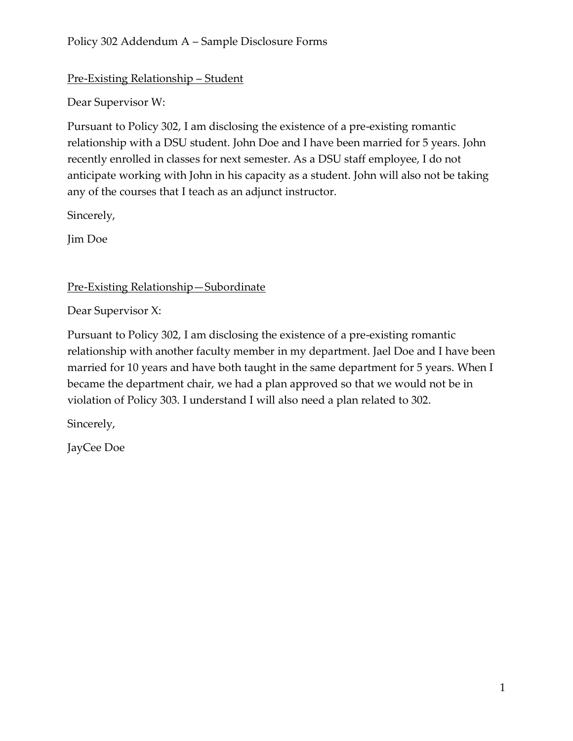# Policy 302 Addendum A – Sample Disclosure Forms

## Pre-Existing Relationship – Student

Dear Supervisor W:

Pursuant to Policy 302, I am disclosing the existence of a pre-existing romantic relationship with a DSU student. John Doe and I have been married for 5 years. John recently enrolled in classes for next semester. As a DSU staff employee, I do not anticipate working with John in his capacity as a student. John will also not be taking any of the courses that I teach as an adjunct instructor.

Sincerely,

Jim Doe

## Pre-Existing Relationship—Subordinate

Dear Supervisor X:

Pursuant to Policy 302, I am disclosing the existence of a pre-existing romantic relationship with another faculty member in my department. Jael Doe and I have been married for 10 years and have both taught in the same department for 5 years. When I became the department chair, we had a plan approved so that we would not be in violation of Policy 303. I understand I will also need a plan related to 302.

Sincerely,

JayCee Doe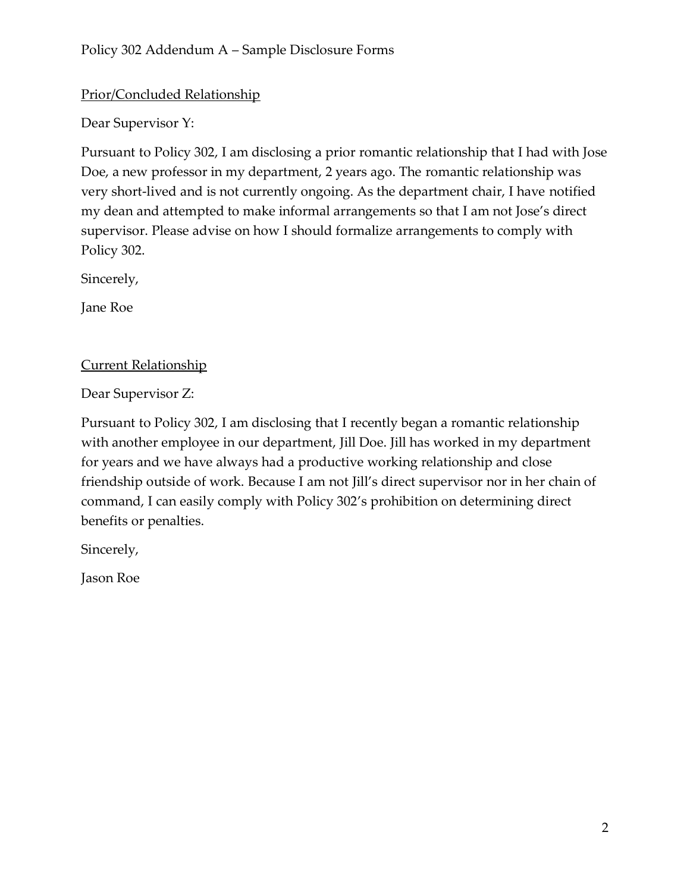# Policy 302 Addendum A – Sample Disclosure Forms

## Prior/Concluded Relationship

Dear Supervisor Y:

Pursuant to Policy 302, I am disclosing a prior romantic relationship that I had with Jose Doe, a new professor in my department, 2 years ago. The romantic relationship was very short-lived and is not currently ongoing. As the department chair, I have notified my dean and attempted to make informal arrangements so that I am not Jose's direct supervisor. Please advise on how I should formalize arrangements to comply with Policy 302.

Sincerely,

Jane Roe

## Current Relationship

Dear Supervisor Z:

Pursuant to Policy 302, I am disclosing that I recently began a romantic relationship with another employee in our department, Jill Doe. Jill has worked in my department for years and we have always had a productive working relationship and close friendship outside of work. Because I am not Jill's direct supervisor nor in her chain of command, I can easily comply with Policy 302's prohibition on determining direct benefits or penalties.

Sincerely,

Jason Roe